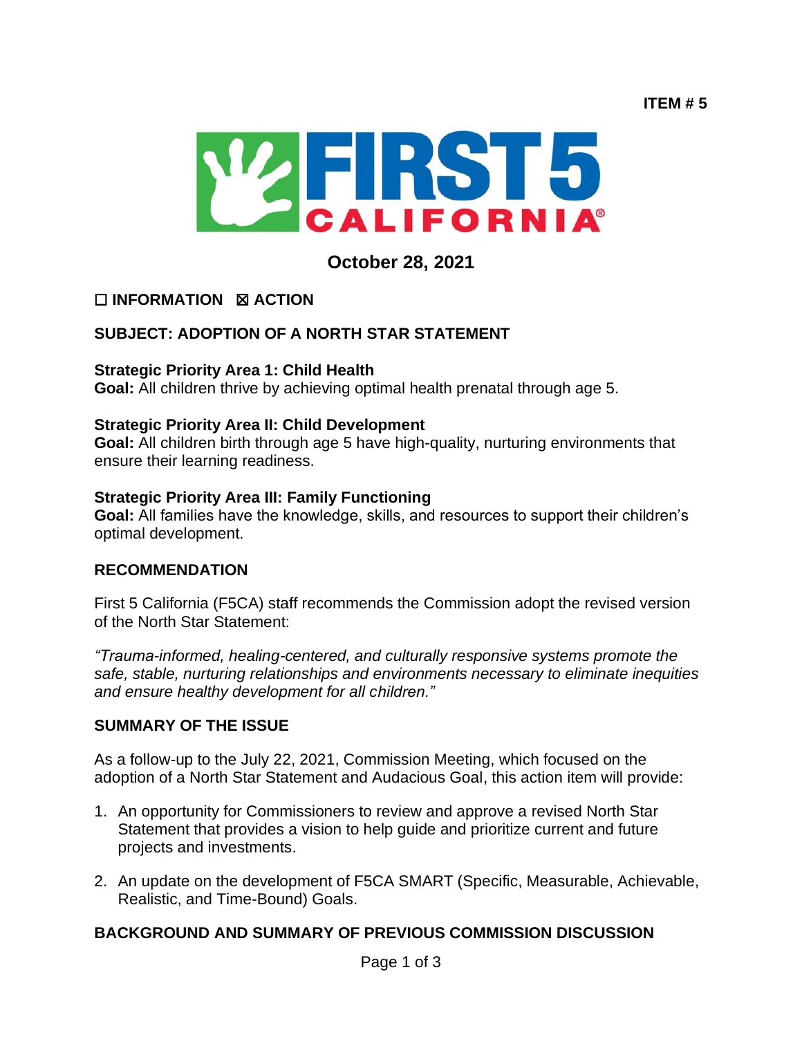**ITEM # 5**

**October 28, 2021**

☐ **INFORMATION** ☒ **ACTION**

## SUBJECT: ADOPTION OF A NORTH STAR STATEMENT

**Strategic Priority Area 1: Child Health**
**Goal:** All children thrive by achieving optimal health prenatal through age 5.

**Strategic Priority Area II: Child Development**
**Goal:** All children birth through age 5 have high-quality, nurturing environments that ensure their learning readiness.

**Strategic Priority Area III: Family Functioning**
**Goal:** All families have the knowledge, skills, and resources to support their children's optimal development.

## RECOMMENDATION

First 5 California (F5CA) staff recommends the Commission adopt the revised version of the North Star Statement:

*"Trauma-informed, healing-centered, and culturally responsive systems promote the safe, stable, nurturing relationships and environments necessary to eliminate inequities and ensure healthy development for all children."*

## SUMMARY OF THE ISSUE

As a follow-up to the July 22, 2021, Commission Meeting, which focused on the adoption of a North Star Statement and Audacious Goal, this action item will provide:

1. An opportunity for Commissioners to review and approve a revised North Star Statement that provides a vision to help guide and prioritize current and future projects and investments.

2. An update on the development of F5CA SMART (Specific, Measurable, Achievable, Realistic, and Time-Bound) Goals.

## BACKGROUND AND SUMMARY OF PREVIOUS COMMISSION DISCUSSION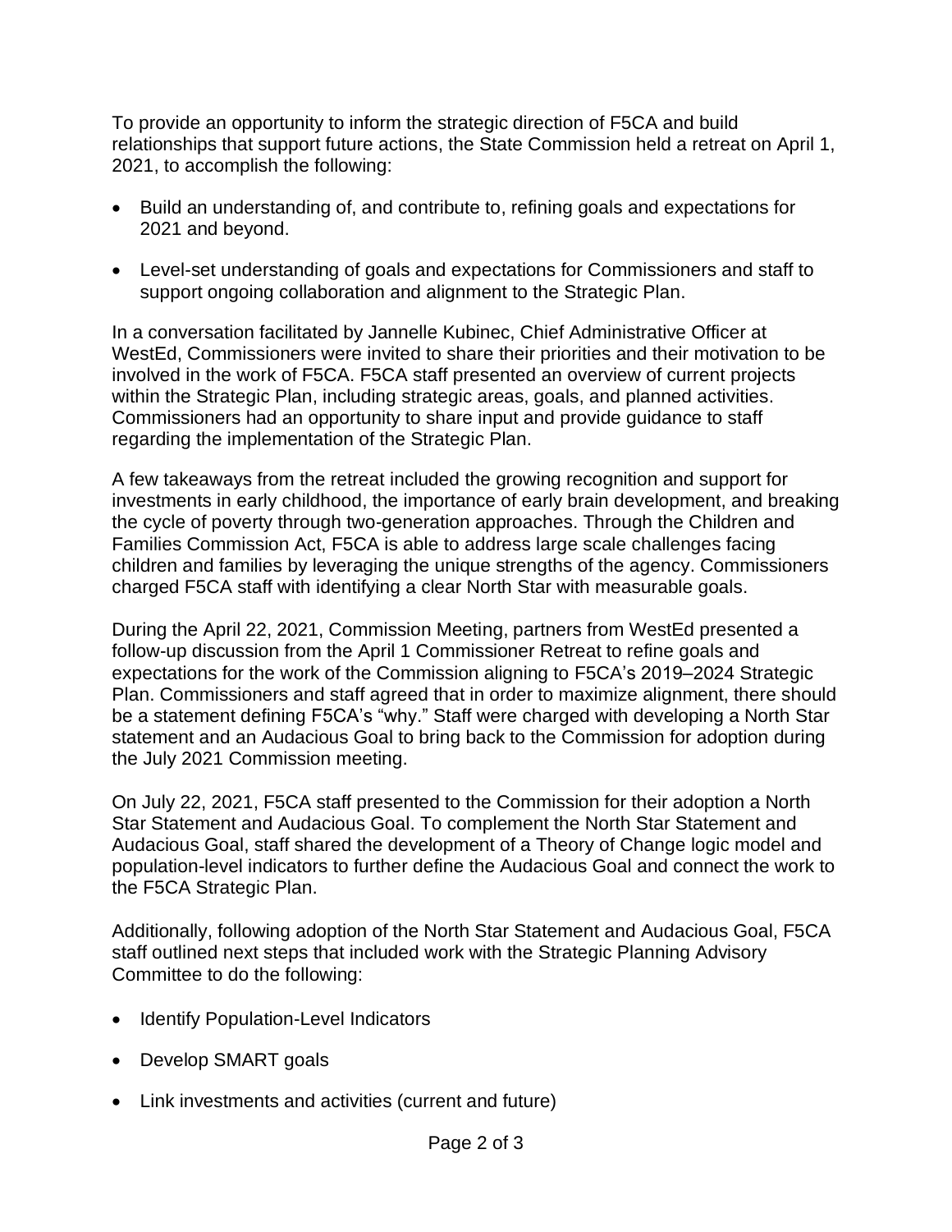To provide an opportunity to inform the strategic direction of F5CA and build relationships that support future actions, the State Commission held a retreat on April 1, 2021, to accomplish the following:

- Build an understanding of, and contribute to, refining goals and expectations for 2021 and beyond.
- Level-set understanding of goals and expectations for Commissioners and staff to support ongoing collaboration and alignment to the Strategic Plan.

In a conversation facilitated by Jannelle Kubinec, Chief Administrative Officer at WestEd, Commissioners were invited to share their priorities and their motivation to be involved in the work of F5CA. F5CA staff presented an overview of current projects within the Strategic Plan, including strategic areas, goals, and planned activities. Commissioners had an opportunity to share input and provide guidance to staff regarding the implementation of the Strategic Plan.

A few takeaways from the retreat included the growing recognition and support for investments in early childhood, the importance of early brain development, and breaking the cycle of poverty through two-generation approaches. Through the Children and Families Commission Act, F5CA is able to address large scale challenges facing children and families by leveraging the unique strengths of the agency. Commissioners charged F5CA staff with identifying a clear North Star with measurable goals.

During the April 22, 2021, Commission Meeting, partners from WestEd presented a follow-up discussion from the April 1 Commissioner Retreat to refine goals and expectations for the work of the Commission aligning to F5CA's 2019–2024 Strategic Plan. Commissioners and staff agreed that in order to maximize alignment, there should be a statement defining F5CA's "why." Staff were charged with developing a North Star statement and an Audacious Goal to bring back to the Commission for adoption during the July 2021 Commission meeting.

On July 22, 2021, F5CA staff presented to the Commission for their adoption a North Star Statement and Audacious Goal. To complement the North Star Statement and Audacious Goal, staff shared the development of a Theory of Change logic model and population-level indicators to further define the Audacious Goal and connect the work to the F5CA Strategic Plan.

Additionally, following adoption of the North Star Statement and Audacious Goal, F5CA staff outlined next steps that included work with the Strategic Planning Advisory Committee to do the following:

- Identify Population-Level Indicators
- Develop SMART goals
- Link investments and activities (current and future)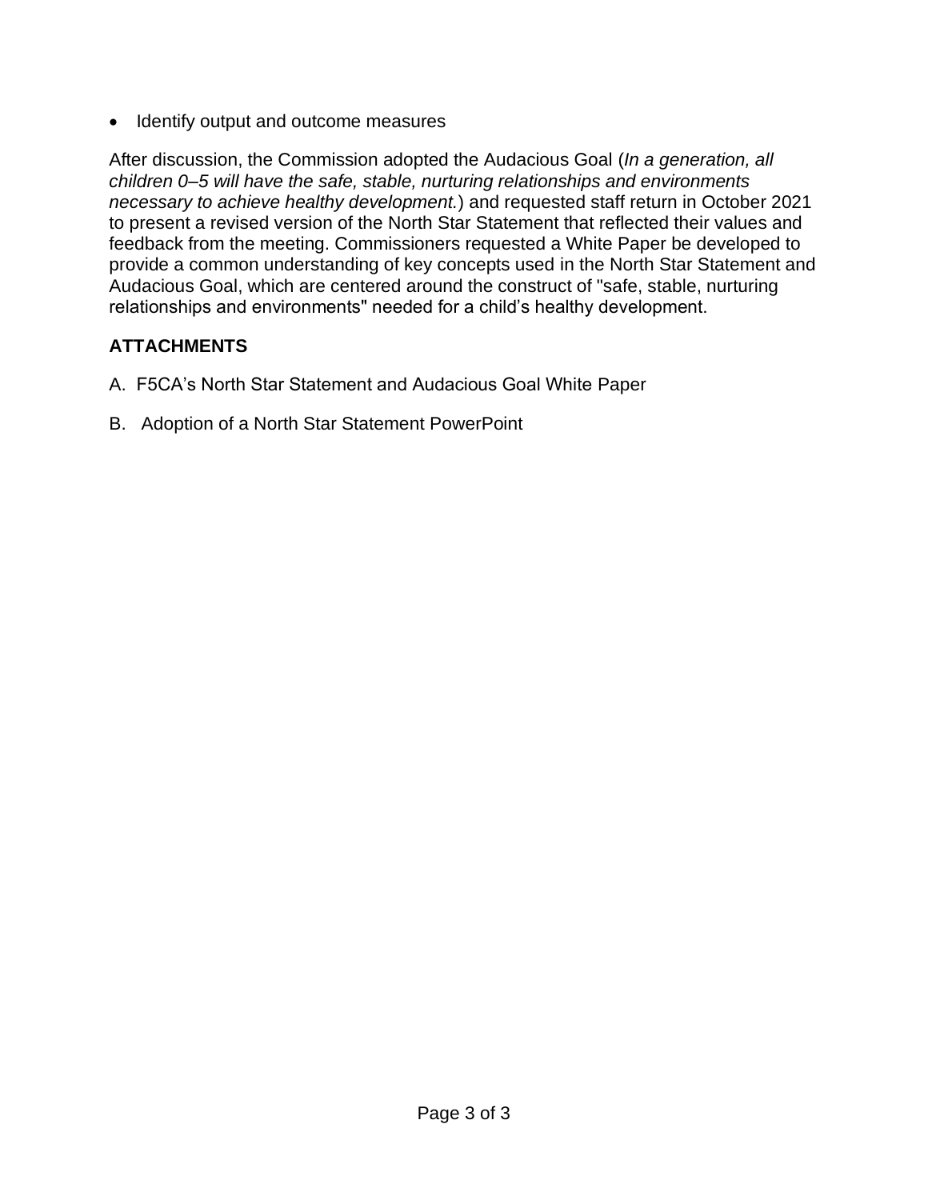- Identify output and outcome measures

After discussion, the Commission adopted the Audacious Goal (*In a generation, all children 0–5 will have the safe, stable, nurturing relationships and environments necessary to achieve healthy development.*) and requested staff return in October 2021 to present a revised version of the North Star Statement that reflected their values and feedback from the meeting. Commissioners requested a White Paper be developed to provide a common understanding of key concepts used in the North Star Statement and Audacious Goal, which are centered around the construct of "safe, stable, nurturing relationships and environments" needed for a child's healthy development.

## ATTACHMENTS

A. F5CA's North Star Statement and Audacious Goal White Paper

B. Adoption of a North Star Statement PowerPoint